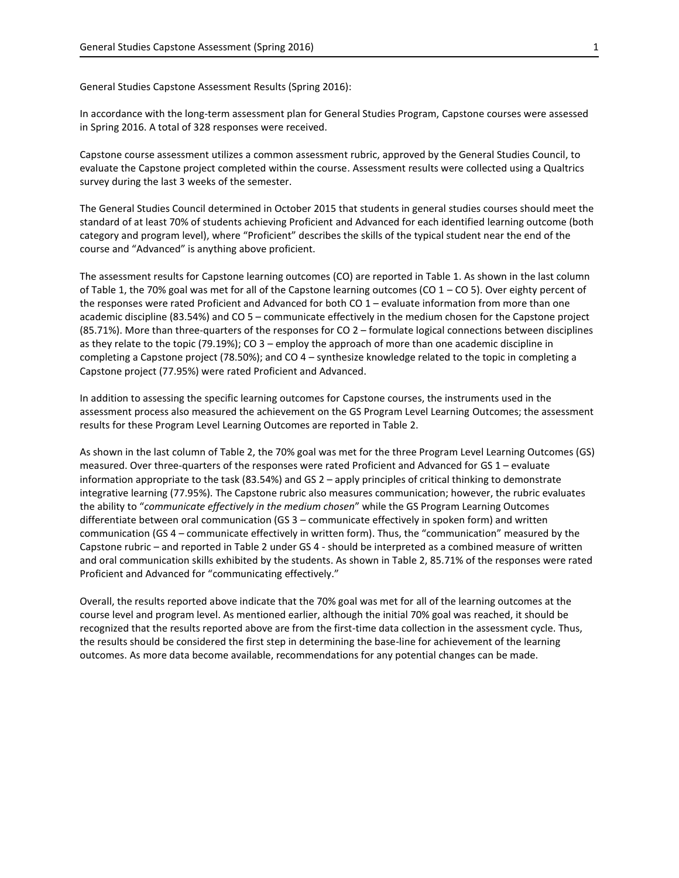General Studies Capstone Assessment Results (Spring 2016):

In accordance with the long-term assessment plan for General Studies Program, Capstone courses were assessed in Spring 2016. A total of 328 responses were received.

Capstone course assessment utilizes a common assessment rubric, approved by the General Studies Council, to evaluate the Capstone project completed within the course. Assessment results were collected using a Qualtrics survey during the last 3 weeks of the semester.

The General Studies Council determined in October 2015 that students in general studies courses should meet the standard of at least 70% of students achieving Proficient and Advanced for each identified learning outcome (both category and program level), where "Proficient" describes the skills of the typical student near the end of the course and "Advanced" is anything above proficient.

The assessment results for Capstone learning outcomes (CO) are reported in Table 1. As shown in the last column of Table 1, the 70% goal was met for all of the Capstone learning outcomes (CO 1 – CO 5). Over eighty percent of the responses were rated Proficient and Advanced for both CO 1 – evaluate information from more than one academic discipline (83.54%) and CO 5 – communicate effectively in the medium chosen for the Capstone project (85.71%). More than three-quarters of the responses for CO 2 – formulate logical connections between disciplines as they relate to the topic (79.19%); CO 3 – employ the approach of more than one academic discipline in completing a Capstone project (78.50%); and CO 4 – synthesize knowledge related to the topic in completing a Capstone project (77.95%) were rated Proficient and Advanced.

In addition to assessing the specific learning outcomes for Capstone courses, the instruments used in the assessment process also measured the achievement on the GS Program Level Learning Outcomes; the assessment results for these Program Level Learning Outcomes are reported in Table 2.

As shown in the last column of Table 2, the 70% goal was met for the three Program Level Learning Outcomes (GS) measured. Over three-quarters of the responses were rated Proficient and Advanced for GS 1 – evaluate information appropriate to the task (83.54%) and GS 2 – apply principles of critical thinking to demonstrate integrative learning (77.95%). The Capstone rubric also measures communication; however, the rubric evaluates the ability to "*communicate effectively in the medium chosen*" while the GS Program Learning Outcomes differentiate between oral communication (GS 3 – communicate effectively in spoken form) and written communication (GS 4 – communicate effectively in written form). Thus, the "communication" measured by the Capstone rubric – and reported in Table 2 under GS 4 - should be interpreted as a combined measure of written and oral communication skills exhibited by the students. As shown in Table 2, 85.71% of the responses were rated Proficient and Advanced for "communicating effectively."

Overall, the results reported above indicate that the 70% goal was met for all of the learning outcomes at the course level and program level. As mentioned earlier, although the initial 70% goal was reached, it should be recognized that the results reported above are from the first-time data collection in the assessment cycle. Thus, the results should be considered the first step in determining the base-line for achievement of the learning outcomes. As more data become available, recommendations for any potential changes can be made.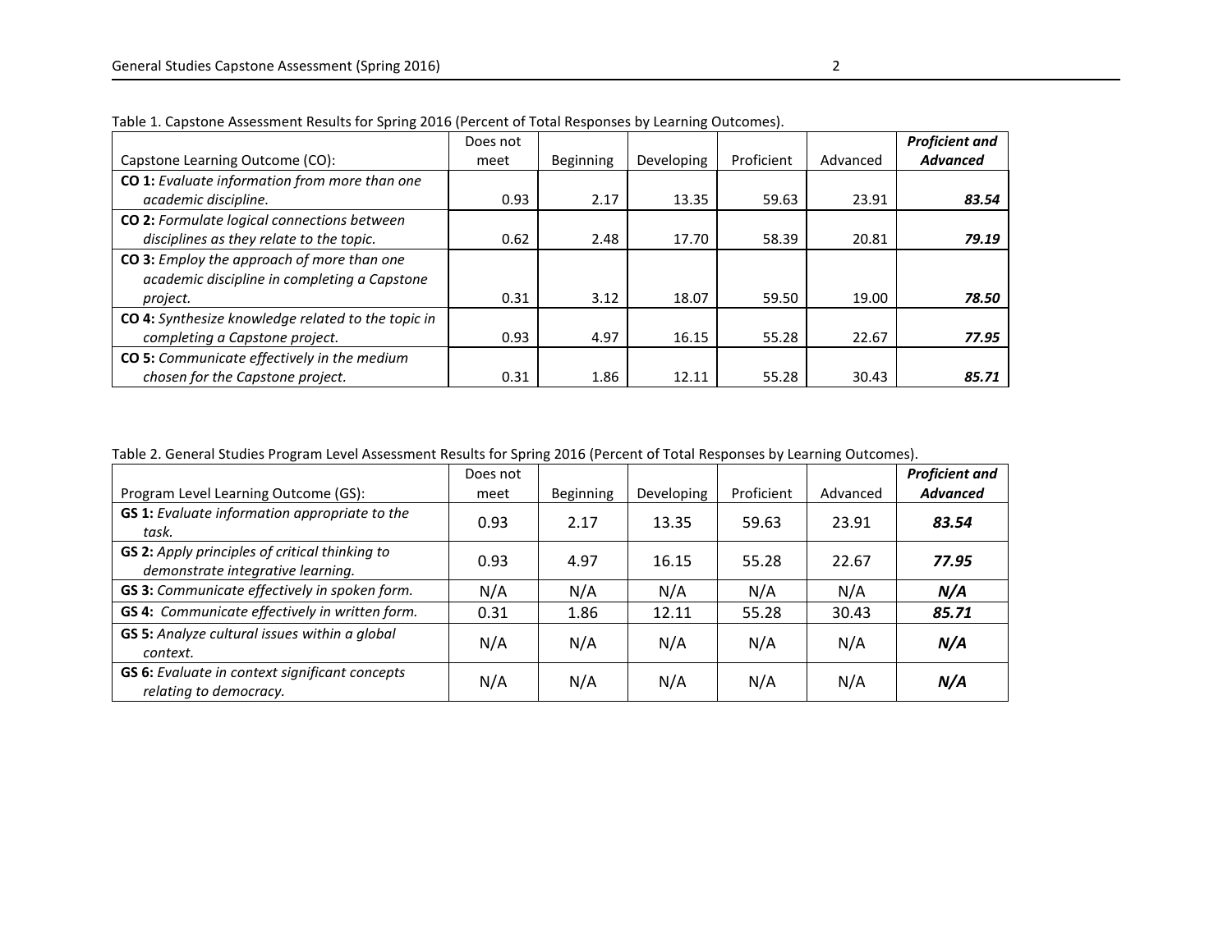Table 1. Capstone Assessment Results for Spring 2016 (Percent of Total Responses by Learning Outcomes).

| Capstone Learning Outcome (CO): | Does not meet | Beginning | Developing | Proficient | Advanced | ***Proficient and Advanced*** |
|---|---|---|---|---|---|---|
| **CO 1:** *Evaluate information from more than one academic discipline.* | 0.93 | 2.17 | 13.35 | 59.63 | 23.91 | ***83.54*** |
| **CO 2:** *Formulate logical connections between disciplines as they relate to the topic.* | 0.62 | 2.48 | 17.70 | 58.39 | 20.81 | ***79.19*** |
| **CO 3:** *Employ the approach of more than one academic discipline in completing a Capstone project.* | 0.31 | 3.12 | 18.07 | 59.50 | 19.00 | ***78.50*** |
| **CO 4:** *Synthesize knowledge related to the topic in completing a Capstone project.* | 0.93 | 4.97 | 16.15 | 55.28 | 22.67 | ***77.95*** |
| **CO 5:** *Communicate effectively in the medium chosen for the Capstone project.* | 0.31 | 1.86 | 12.11 | 55.28 | 30.43 | ***85.71*** |

Table 2. General Studies Program Level Assessment Results for Spring 2016 (Percent of Total Responses by Learning Outcomes).

| Program Level Learning Outcome (GS): | Does not meet | Beginning | Developing | Proficient | Advanced | ***Proficient and Advanced*** |
|---|---|---|---|---|---|---|
| **GS 1:** *Evaluate information appropriate to the task.* | 0.93 | 2.17 | 13.35 | 59.63 | 23.91 | ***83.54*** |
| **GS 2:** *Apply principles of critical thinking to demonstrate integrative learning.* | 0.93 | 4.97 | 16.15 | 55.28 | 22.67 | ***77.95*** |
| **GS 3:** *Communicate effectively in spoken form.* | N/A | N/A | N/A | N/A | N/A | ***N/A*** |
| **GS 4:** *Communicate effectively in written form.* | 0.31 | 1.86 | 12.11 | 55.28 | 30.43 | ***85.71*** |
| **GS 5:** *Analyze cultural issues within a global context.* | N/A | N/A | N/A | N/A | N/A | ***N/A*** |
| **GS 6:** *Evaluate in context significant concepts relating to democracy.* | N/A | N/A | N/A | N/A | N/A | ***N/A*** |